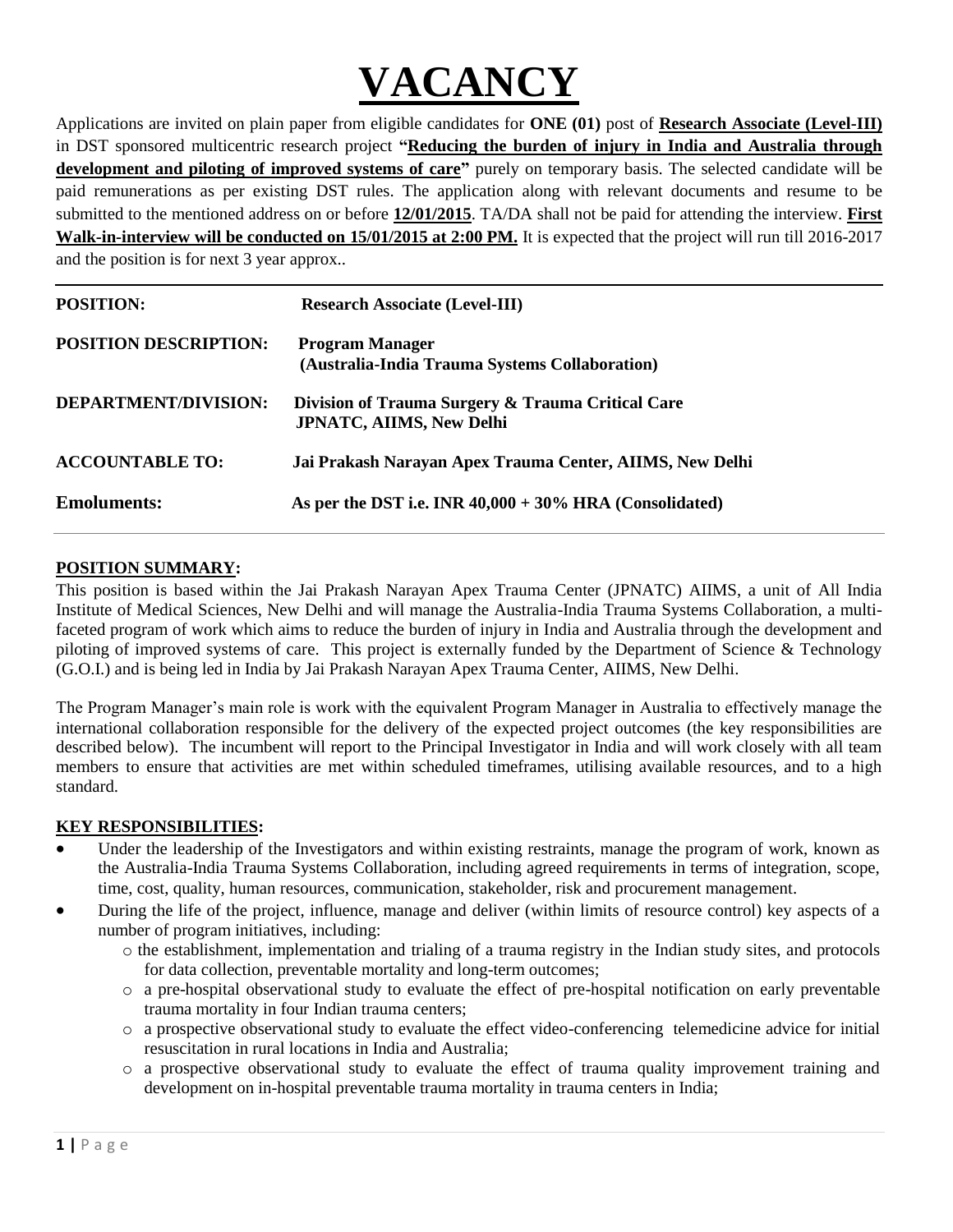# VACANCY

Applications are invited on plain paper from eligible candidates for **ONE (01)** post of **Research Associate (Level-III)** in DST sponsored multicentric research project **"Reducing the burden of injury in India and Australia through development and piloting of improved systems of care"** purely on temporary basis. The selected candidate will be paid remunerations as per existing DST rules. The application along with relevant documents and resume to be submitted to the mentioned address on or before **12/01/2015**. TA/DA shall not be paid for attending the interview. **First Walk-in-interview will be conducted on 15/01/2015 at 2:00 PM.** It is expected that the project will run till 2016-2017 and the position is for next 3 year approx..

---

| | |
|---|---|
| **POSITION:** | **Research Associate (Level-III)** |
| **POSITION DESCRIPTION:** | **Program Manager (Australia-India Trauma Systems Collaboration)** |
| **DEPARTMENT/DIVISION:** | **Division of Trauma Surgery & Trauma Critical Care JPNATC, AIIMS, New Delhi** |
| **ACCOUNTABLE TO:** | **Jai Prakash Narayan Apex Trauma Center, AIIMS, New Delhi** |
| **Emoluments:** | **As per the DST i.e. INR 40,000 + 30% HRA (Consolidated)** |

---

## POSITION SUMMARY:

This position is based within the Jai Prakash Narayan Apex Trauma Center (JPNATC) AIIMS, a unit of All India Institute of Medical Sciences, New Delhi and will manage the Australia-India Trauma Systems Collaboration, a multi-faceted program of work which aims to reduce the burden of injury in India and Australia through the development and piloting of improved systems of care. This project is externally funded by the Department of Science & Technology (G.O.I.) and is being led in India by Jai Prakash Narayan Apex Trauma Center, AIIMS, New Delhi.

The Program Manager's main role is work with the equivalent Program Manager in Australia to effectively manage the international collaboration responsible for the delivery of the expected project outcomes (the key responsibilities are described below). The incumbent will report to the Principal Investigator in India and will work closely with all team members to ensure that activities are met within scheduled timeframes, utilising available resources, and to a high standard.

## KEY RESPONSIBILITIES:

- Under the leadership of the Investigators and within existing restraints, manage the program of work, known as the Australia-India Trauma Systems Collaboration, including agreed requirements in terms of integration, scope, time, cost, quality, human resources, communication, stakeholder, risk and procurement management.
- During the life of the project, influence, manage and deliver (within limits of resource control) key aspects of a number of program initiatives, including:
  - the establishment, implementation and trialing of a trauma registry in the Indian study sites, and protocols for data collection, preventable mortality and long-term outcomes;
  - a pre-hospital observational study to evaluate the effect of pre-hospital notification on early preventable trauma mortality in four Indian trauma centers;
  - a prospective observational study to evaluate the effect video-conferencing telemedicine advice for initial resuscitation in rural locations in India and Australia;
  - a prospective observational study to evaluate the effect of trauma quality improvement training and development on in-hospital preventable trauma mortality in trauma centers in India;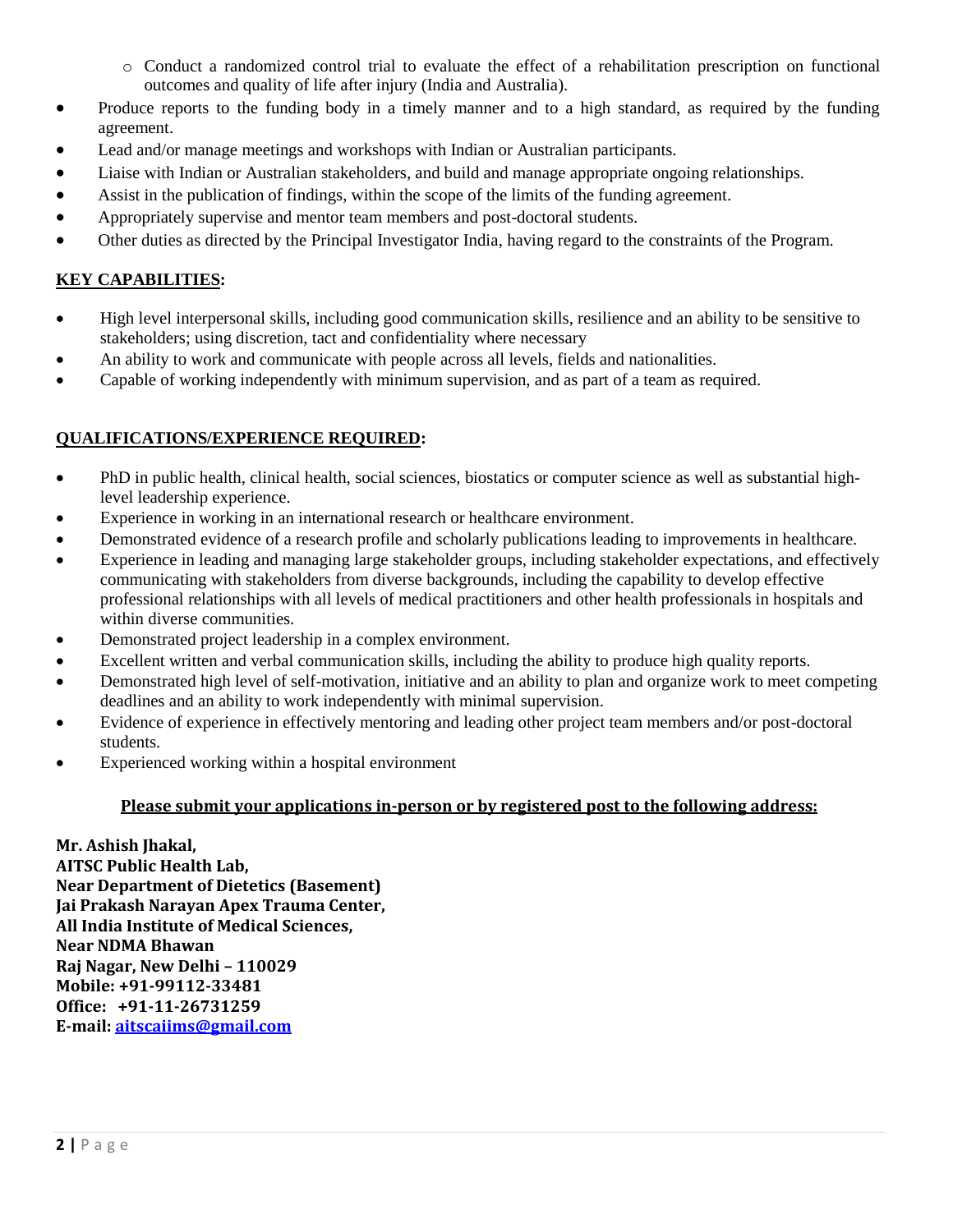- Conduct a randomized control trial to evaluate the effect of a rehabilitation prescription on functional outcomes and quality of life after injury (India and Australia).
- Produce reports to the funding body in a timely manner and to a high standard, as required by the funding agreement.
- Lead and/or manage meetings and workshops with Indian or Australian participants.
- Liaise with Indian or Australian stakeholders, and build and manage appropriate ongoing relationships.
- Assist in the publication of findings, within the scope of the limits of the funding agreement.
- Appropriately supervise and mentor team members and post-doctoral students.
- Other duties as directed by the Principal Investigator India, having regard to the constraints of the Program.

**<u>KEY CAPABILITIES</u>:**

- High level interpersonal skills, including good communication skills, resilience and an ability to be sensitive to stakeholders; using discretion, tact and confidentiality where necessary
- An ability to work and communicate with people across all levels, fields and nationalities.
- Capable of working independently with minimum supervision, and as part of a team as required.

**<u>QUALIFICATIONS/EXPERIENCE REQUIRED</u>:**

- PhD in public health, clinical health, social sciences, biostatics or computer science as well as substantial high-level leadership experience.
- Experience in working in an international research or healthcare environment.
- Demonstrated evidence of a research profile and scholarly publications leading to improvements in healthcare.
- Experience in leading and managing large stakeholder groups, including stakeholder expectations, and effectively communicating with stakeholders from diverse backgrounds, including the capability to develop effective professional relationships with all levels of medical practitioners and other health professionals in hospitals and within diverse communities.
- Demonstrated project leadership in a complex environment.
- Excellent written and verbal communication skills, including the ability to produce high quality reports.
- Demonstrated high level of self-motivation, initiative and an ability to plan and organize work to meet competing deadlines and an ability to work independently with minimal supervision.
- Evidence of experience in effectively mentoring and leading other project team members and/or post-doctoral students.
- Experienced working within a hospital environment

**<u>Please submit your applications in-person or by registered post to the following address:</u>**

**Mr. Ashish Jhakal,**
**AITSC Public Health Lab,**
**Near Department of Dietetics (Basement)**
**Jai Prakash Narayan Apex Trauma Center,**
**All India Institute of Medical Sciences,**
**Near NDMA Bhawan**
**Raj Nagar, New Delhi – 110029**
**Mobile: +91-99112-33481**
**Office: +91-11-26731259**
**E-mail:** aitscaiims@gmail.com